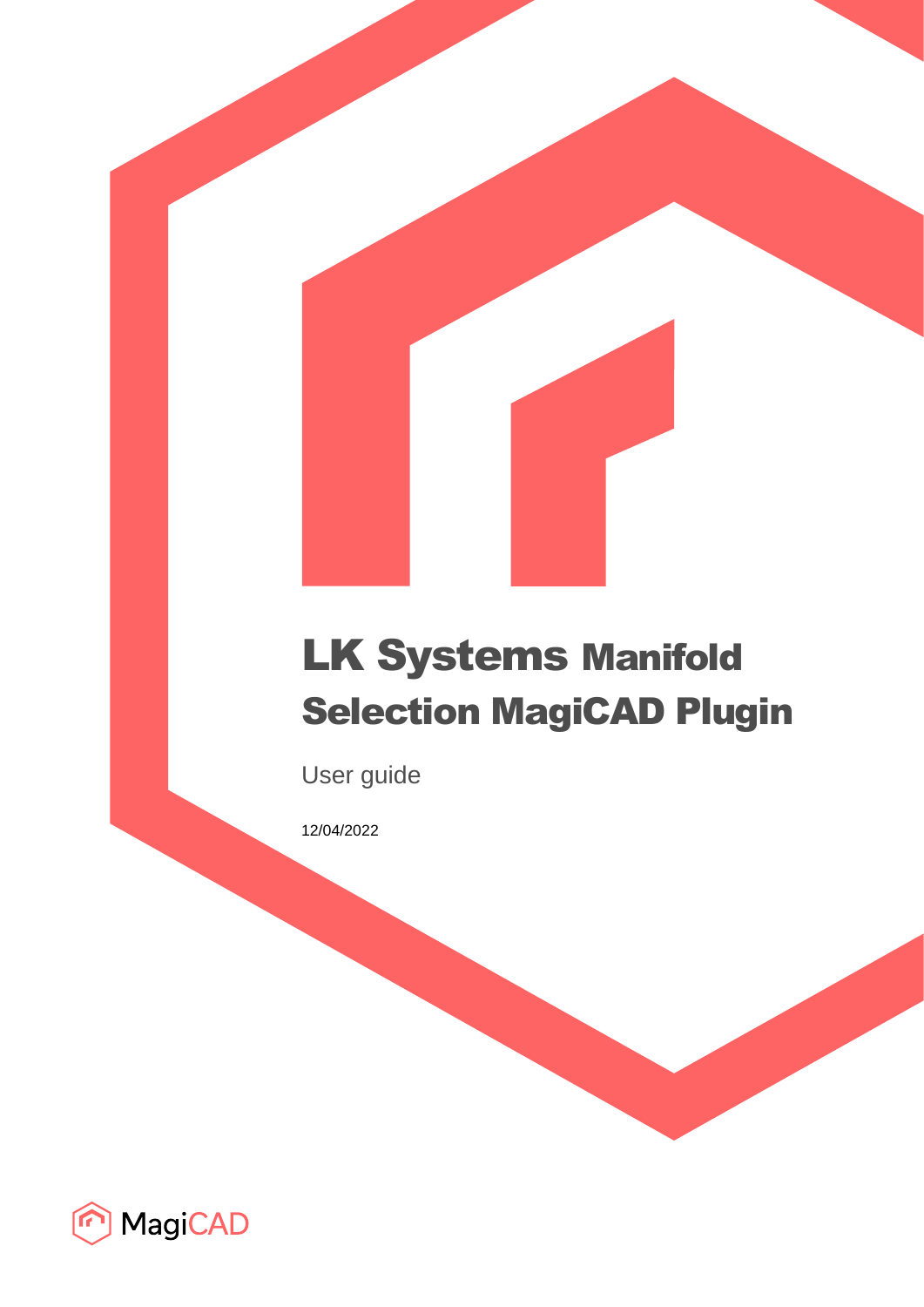# LK Systems Manifold Selection MagiCAD Plugin

User guide

12/04/2022

MagiCAD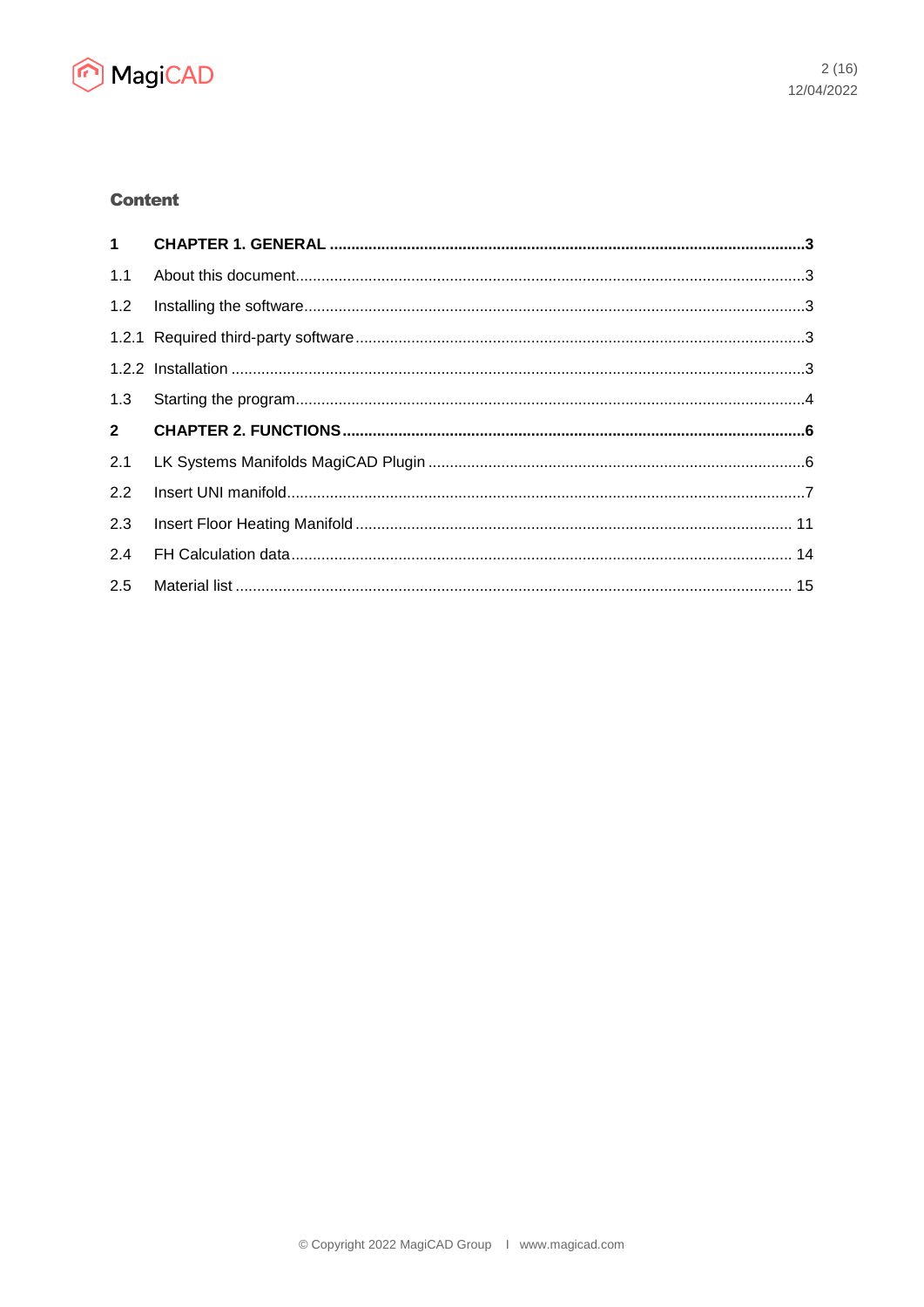## Content

| | | |
|---|---|---|
| **1** | **CHAPTER 1. GENERAL** | **3** |
| 1.1 | About this document | 3 |
| 1.2 | Installing the software | 3 |
| 1.2.1 | Required third-party software | 3 |
| 1.2.2 | Installation | 3 |
| 1.3 | Starting the program | 4 |
| **2** | **CHAPTER 2. FUNCTIONS** | **6** |
| 2.1 | LK Systems Manifolds MagiCAD Plugin | 6 |
| 2.2 | Insert UNI manifold | 7 |
| 2.3 | Insert Floor Heating Manifold | 11 |
| 2.4 | FH Calculation data | 14 |
| 2.5 | Material list | 15 |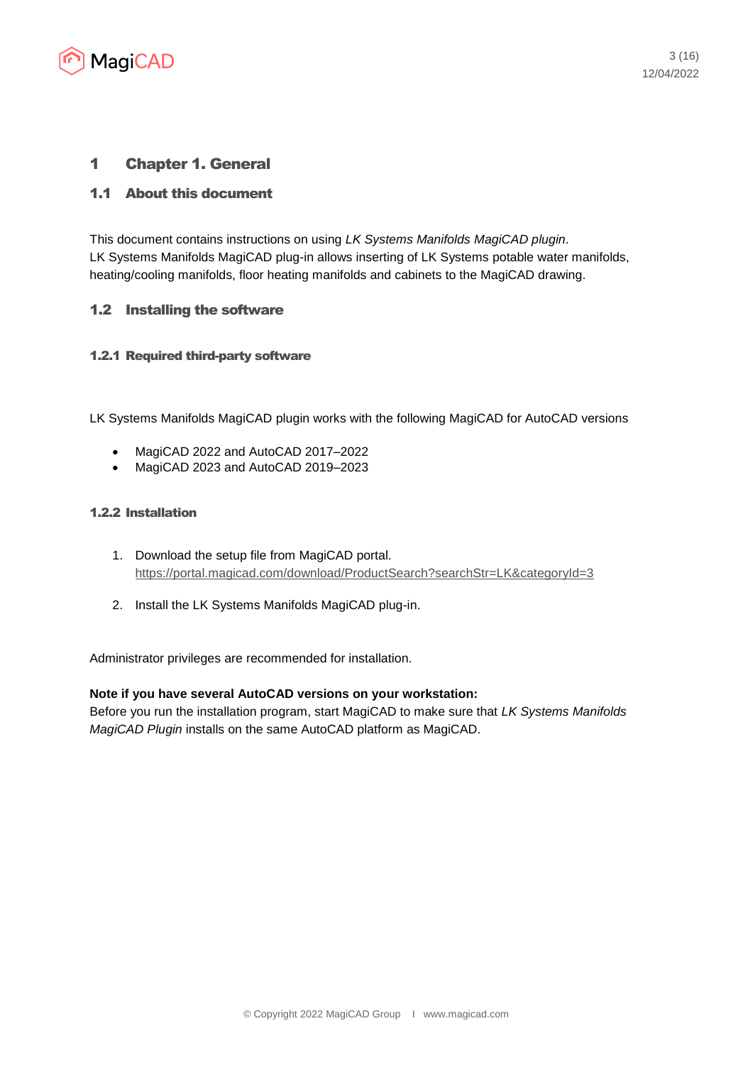# 1 Chapter 1. General

## 1.1 About this document

This document contains instructions on using *LK Systems Manifolds MagiCAD plugin*.
LK Systems Manifolds MagiCAD plug-in allows inserting of LK Systems potable water manifolds, heating/cooling manifolds, floor heating manifolds and cabinets to the MagiCAD drawing.

## 1.2 Installing the software

### 1.2.1 Required third-party software

LK Systems Manifolds MagiCAD plugin works with the following MagiCAD for AutoCAD versions

- MagiCAD 2022 and AutoCAD 2017–2022
- MagiCAD 2023 and AutoCAD 2019–2023

### 1.2.2 Installation

1. Download the setup file from MagiCAD portal.
   https://portal.magicad.com/download/ProductSearch?searchStr=LK&categoryId=3

2. Install the LK Systems Manifolds MagiCAD plug-in.

Administrator privileges are recommended for installation.

**Note if you have several AutoCAD versions on your workstation:**
Before you run the installation program, start MagiCAD to make sure that *LK Systems Manifolds MagiCAD Plugin* installs on the same AutoCAD platform as MagiCAD.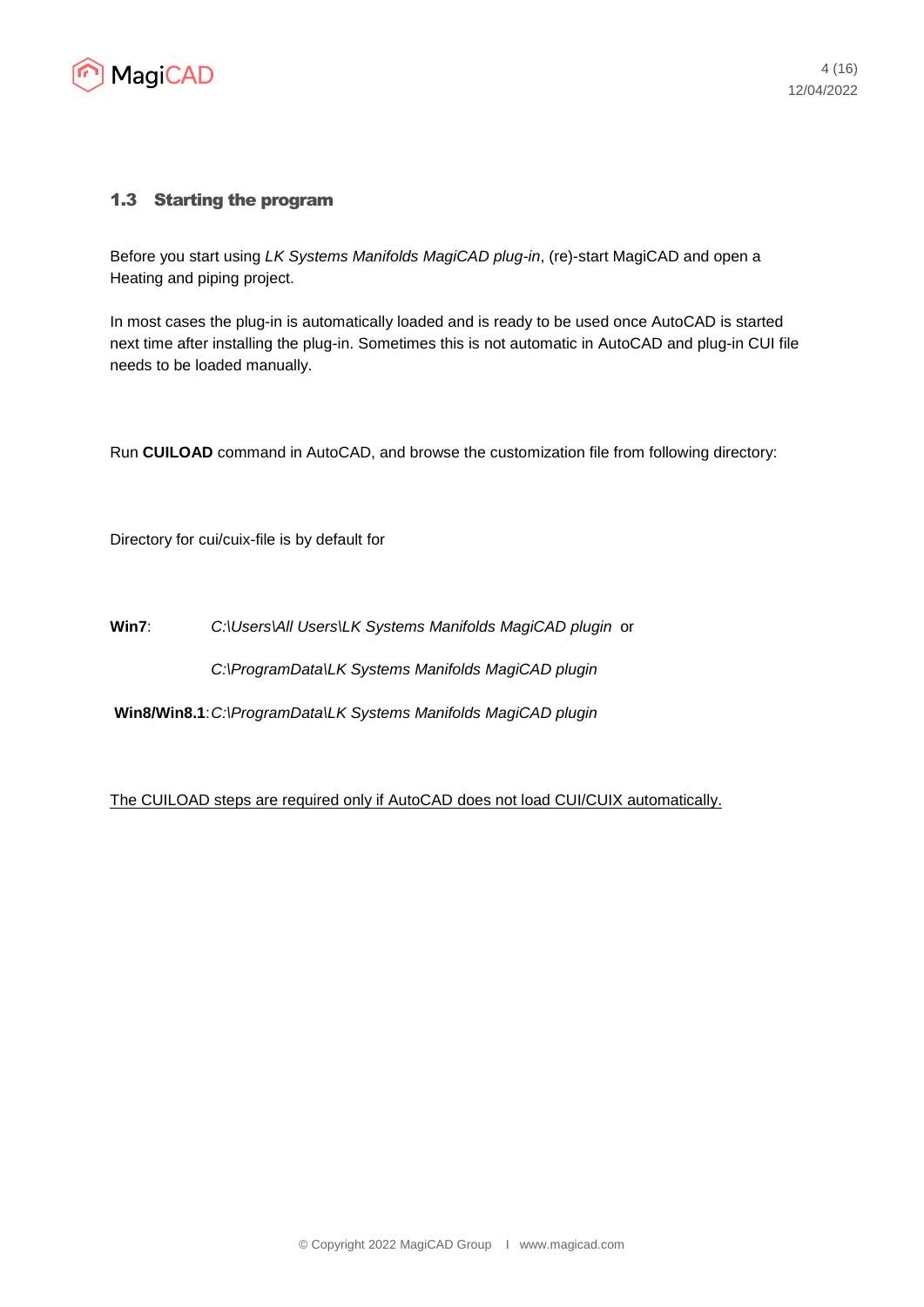## 1.3 Starting the program

Before you start using *LK Systems Manifolds MagiCAD plug-in*, (re)-start MagiCAD and open a Heating and piping project.

In most cases the plug-in is automatically loaded and is ready to be used once AutoCAD is started next time after installing the plug-in. Sometimes this is not automatic in AutoCAD and plug-in CUI file needs to be loaded manually.

Run **CUILOAD** command in AutoCAD, and browse the customization file from following directory:

Directory for cui/cuix-file is by default for

**Win7**: *C:\Users\All Users\LK Systems Manifolds MagiCAD plugin* or

*C:\ProgramData\LK Systems Manifolds MagiCAD plugin*

**Win8/Win8.1**: *C:\ProgramData\LK Systems Manifolds MagiCAD plugin*

<u>The CUILOAD steps are required only if AutoCAD does not load CUI/CUIX automatically.</u>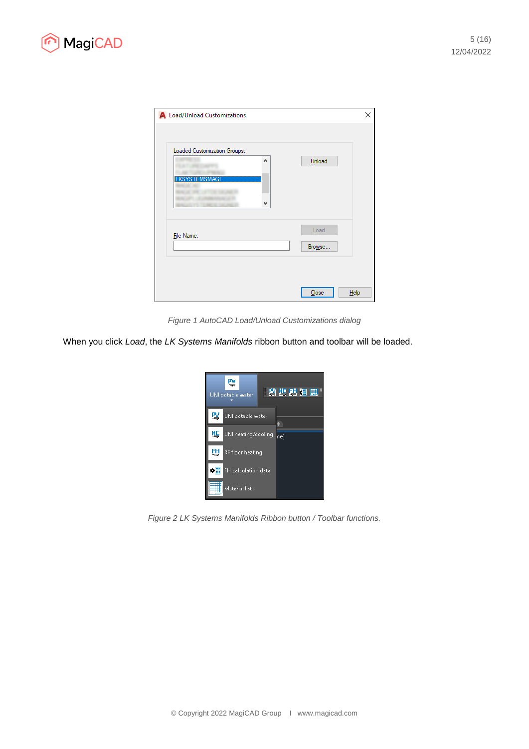Figure 1 AutoCAD Load/Unload Customizations dialog

When you click *Load*, the *LK Systems Manifolds* ribbon button and toolbar will be loaded.

Figure 2 LK Systems Manifolds Ribbon button / Toolbar functions.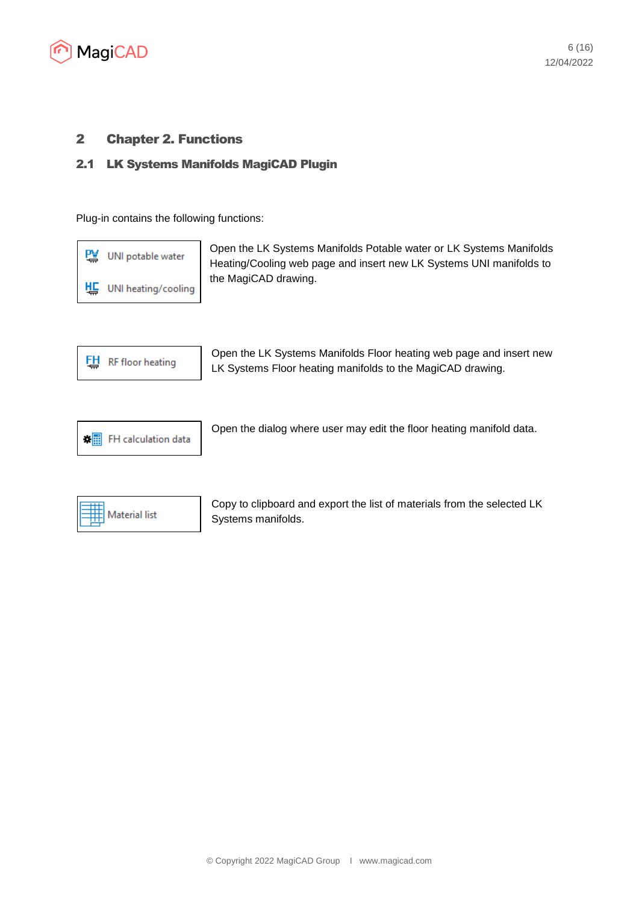# 2 Chapter 2. Functions

## 2.1 LK Systems Manifolds MagiCAD Plugin

Plug-in contains the following functions:

| Function | Description |
|---|---|
| UNI potable water<br>UNI heating/cooling | Open the LK Systems Manifolds Potable water or LK Systems Manifolds Heating/Cooling web page and insert new LK Systems UNI manifolds to the MagiCAD drawing. |
| RF floor heating | Open the LK Systems Manifolds Floor heating web page and insert new LK Systems Floor heating manifolds to the MagiCAD drawing. |
| FH calculation data | Open the dialog where user may edit the floor heating manifold data. |
| Material list | Copy to clipboard and export the list of materials from the selected LK Systems manifolds. |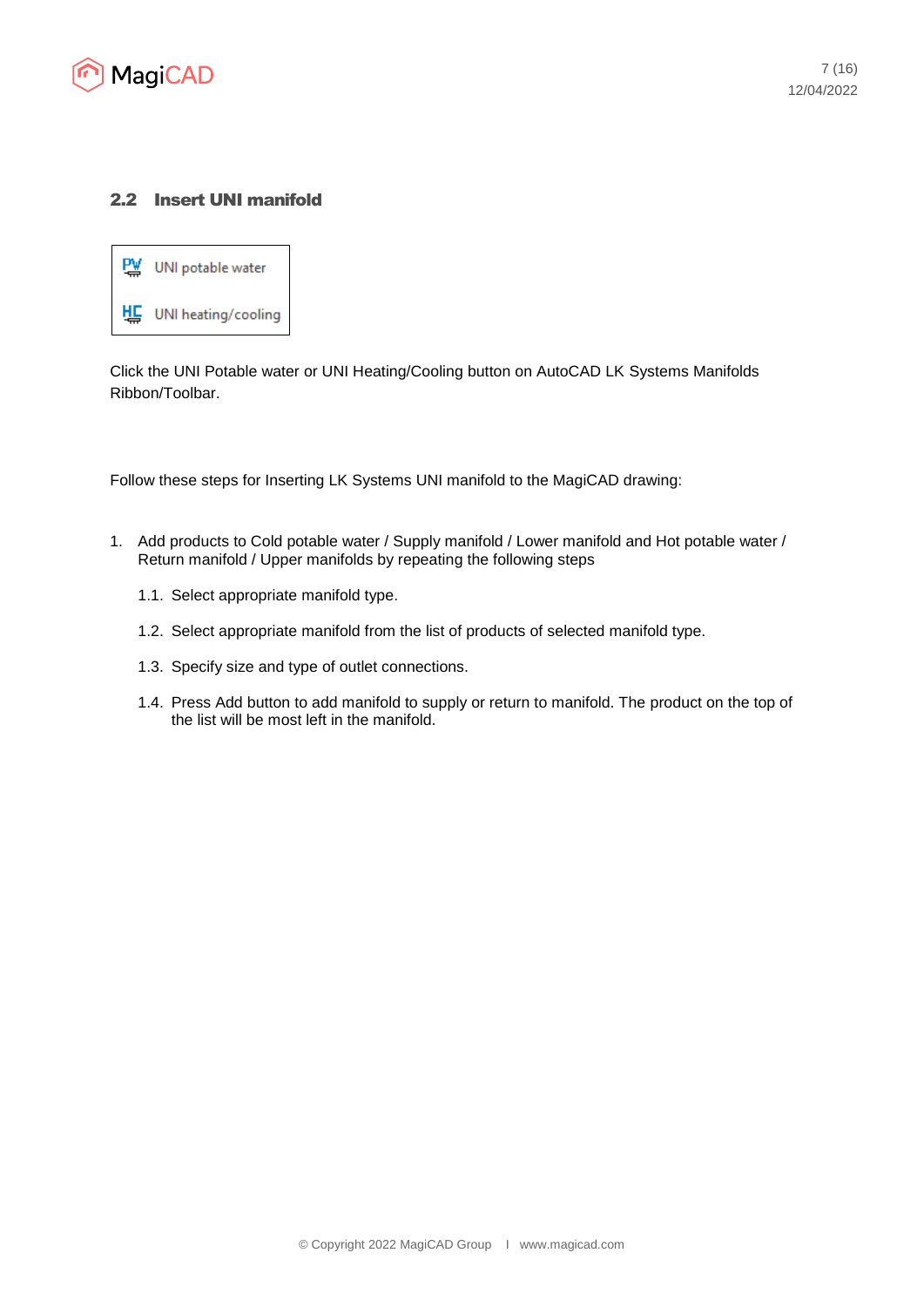## 2.2 Insert UNI manifold

UNI potable water

UNI heating/cooling

Click the UNI Potable water or UNI Heating/Cooling button on AutoCAD LK Systems Manifolds Ribbon/Toolbar.

Follow these steps for Inserting LK Systems UNI manifold to the MagiCAD drawing:

1. Add products to Cold potable water / Supply manifold / Lower manifold and Hot potable water / Return manifold / Upper manifolds by repeating the following steps
    1.1. Select appropriate manifold type.
    1.2. Select appropriate manifold from the list of products of selected manifold type.
    1.3. Specify size and type of outlet connections.
    1.4. Press Add button to add manifold to supply or return to manifold. The product on the top of the list will be most left in the manifold.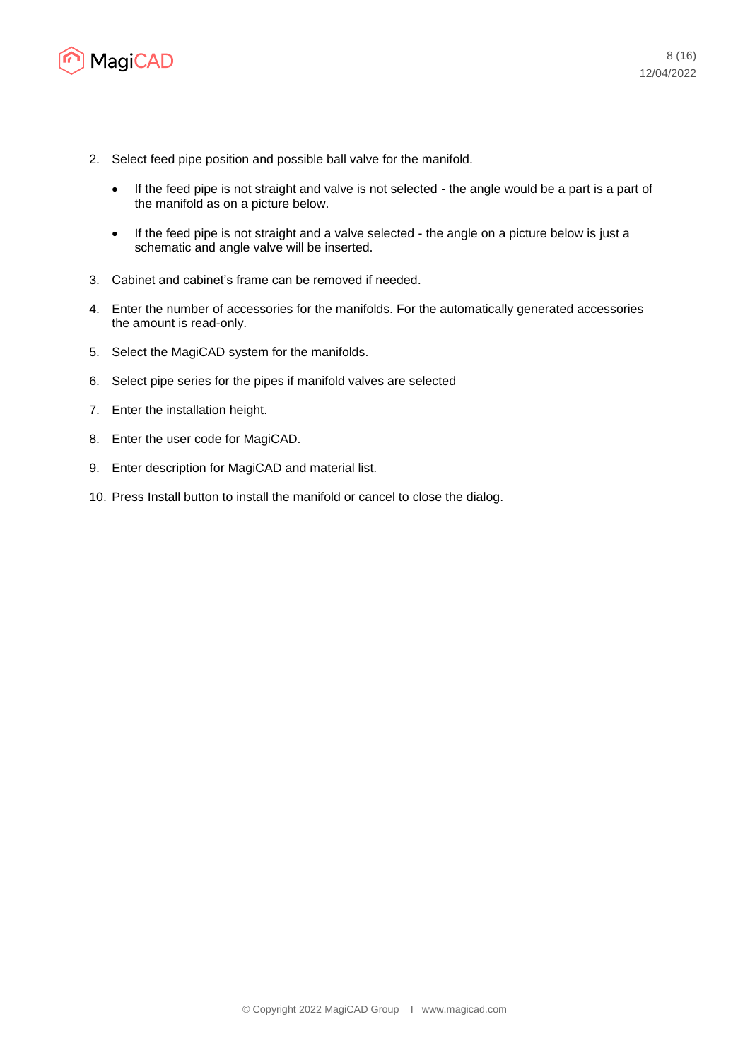2. Select feed pipe position and possible ball valve for the manifold.

   - If the feed pipe is not straight and valve is not selected - the angle would be a part is a part of the manifold as on a picture below.

   - If the feed pipe is not straight and a valve selected - the angle on a picture below is just a schematic and angle valve will be inserted.

3. Cabinet and cabinet's frame can be removed if needed.

4. Enter the number of accessories for the manifolds. For the automatically generated accessories the amount is read-only.

5. Select the MagiCAD system for the manifolds.

6. Select pipe series for the pipes if manifold valves are selected

7. Enter the installation height.

8. Enter the user code for MagiCAD.

9. Enter description for MagiCAD and material list.

10. Press Install button to install the manifold or cancel to close the dialog.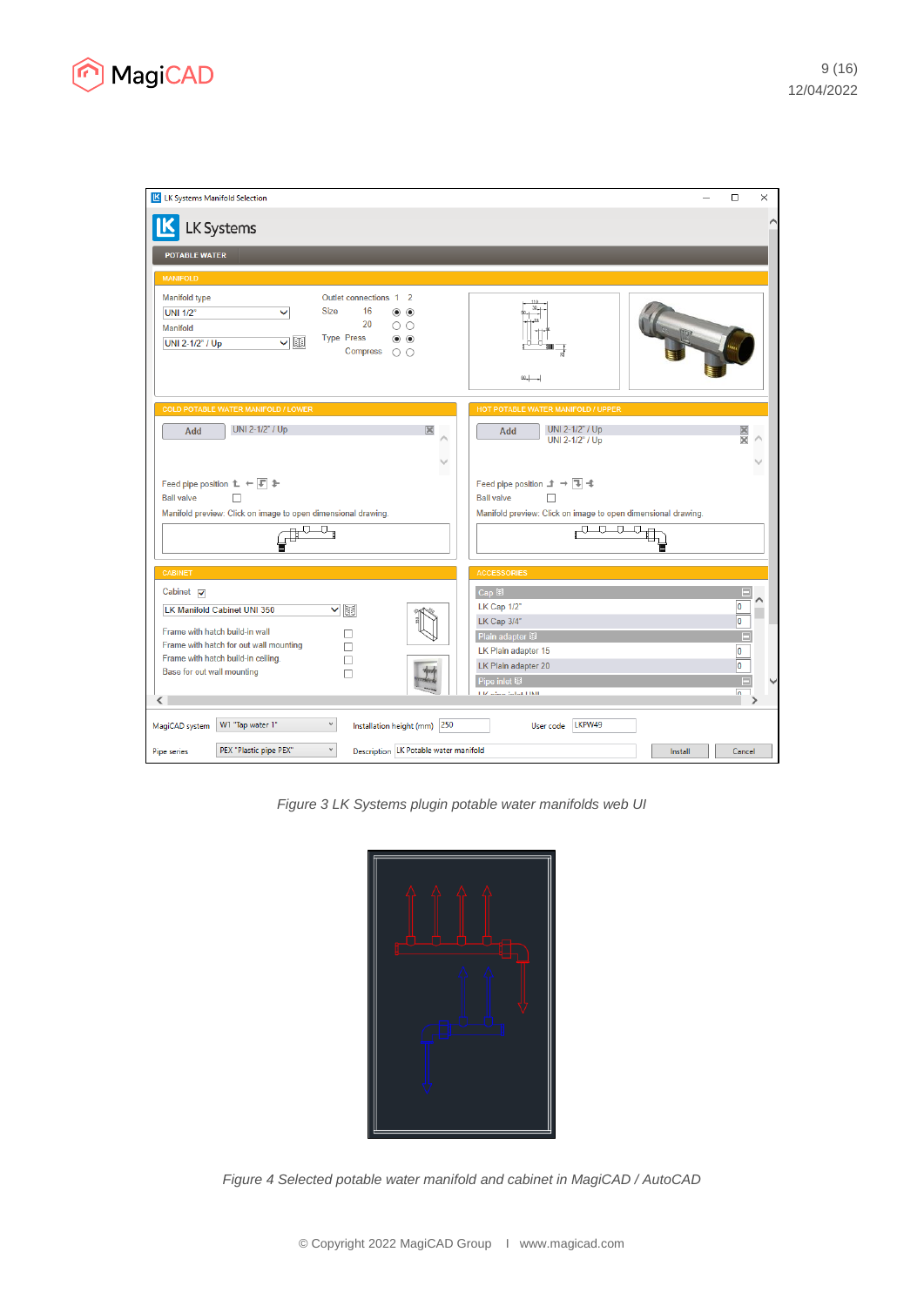*Figure 3 LK Systems plugin potable water manifolds web UI*

*Figure 4 Selected potable water manifold and cabinet in MagiCAD / AutoCAD*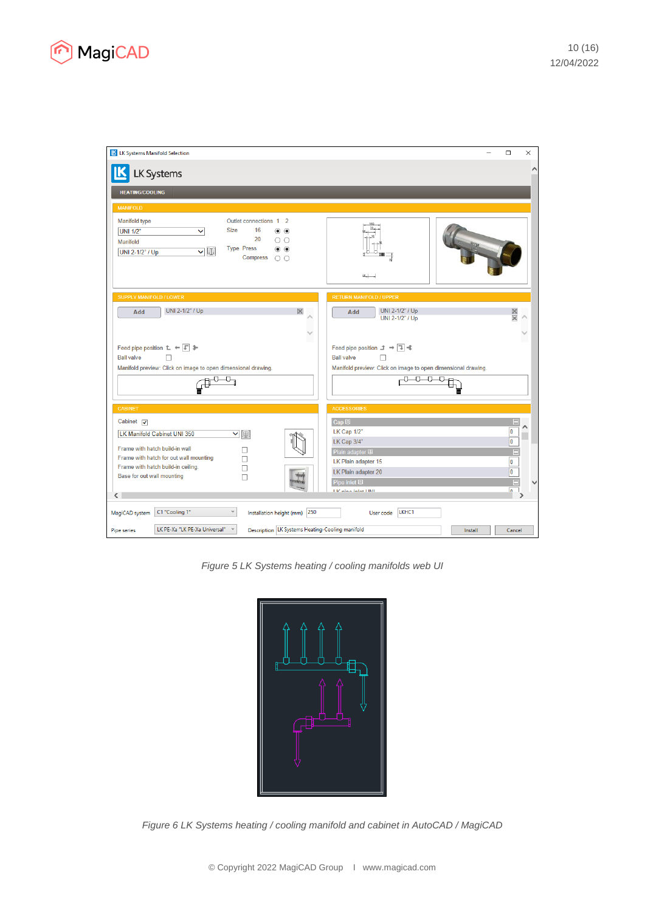Figure 5 LK Systems heating / cooling manifolds web UI

Figure 6 LK Systems heating / cooling manifold and cabinet in AutoCAD / MagiCAD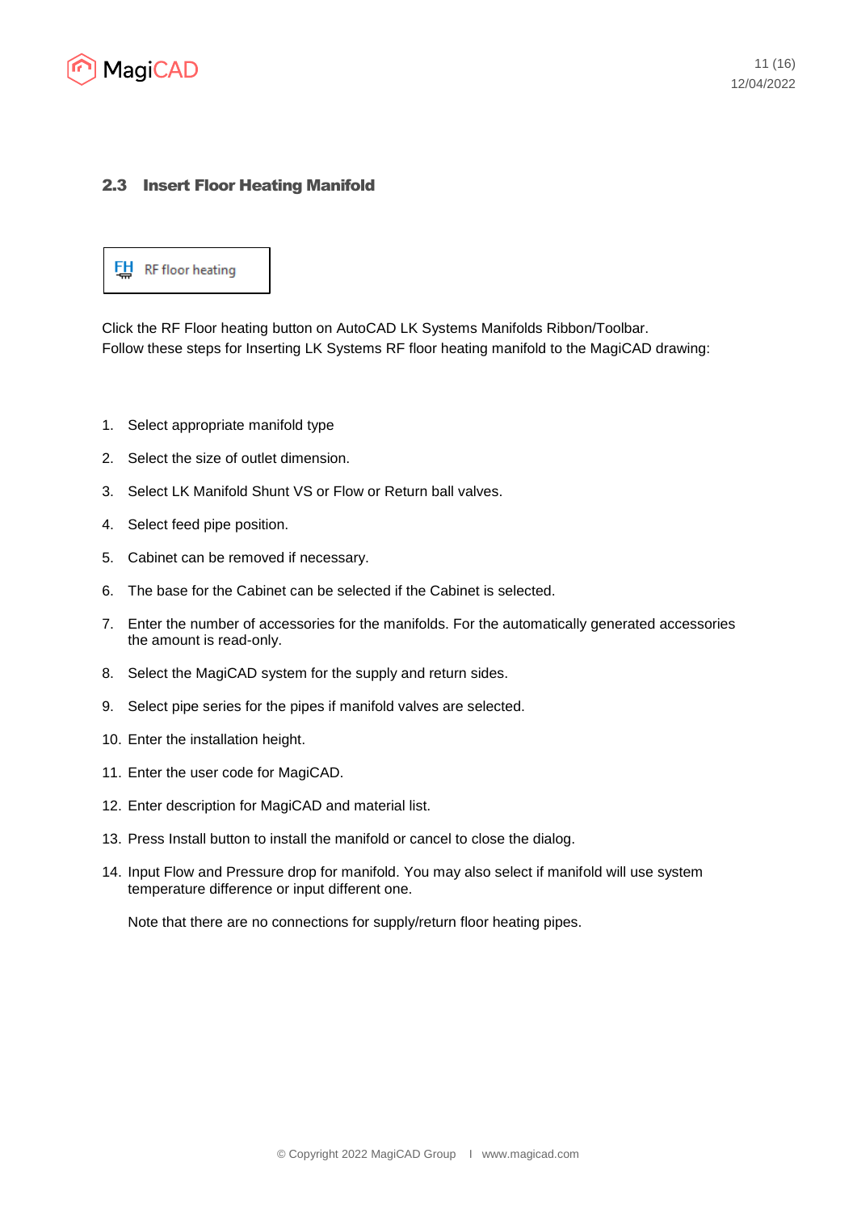## 2.3 Insert Floor Heating Manifold

FH RF floor heating

Click the RF Floor heating button on AutoCAD LK Systems Manifolds Ribbon/Toolbar.
Follow these steps for Inserting LK Systems RF floor heating manifold to the MagiCAD drawing:

1. Select appropriate manifold type
2. Select the size of outlet dimension.
3. Select LK Manifold Shunt VS or Flow or Return ball valves.
4. Select feed pipe position.
5. Cabinet can be removed if necessary.
6. The base for the Cabinet can be selected if the Cabinet is selected.
7. Enter the number of accessories for the manifolds. For the automatically generated accessories the amount is read-only.
8. Select the MagiCAD system for the supply and return sides.
9. Select pipe series for the pipes if manifold valves are selected.
10. Enter the installation height.
11. Enter the user code for MagiCAD.
12. Enter description for MagiCAD and material list.
13. Press Install button to install the manifold or cancel to close the dialog.
14. Input Flow and Pressure drop for manifold. You may also select if manifold will use system temperature difference or input different one.

    Note that there are no connections for supply/return floor heating pipes.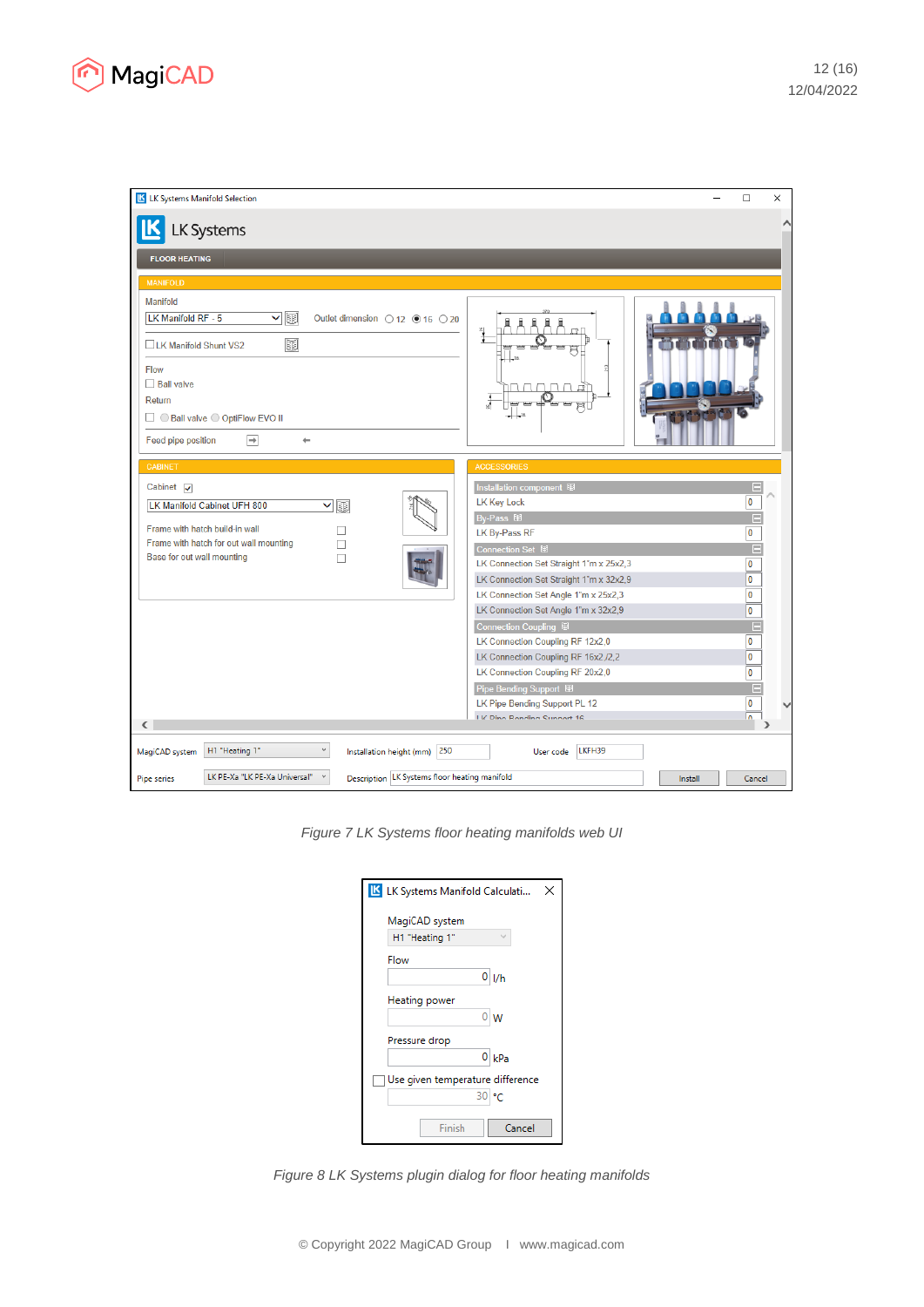*Figure 7 LK Systems floor heating manifolds web UI*

*Figure 8 LK Systems plugin dialog for floor heating manifolds*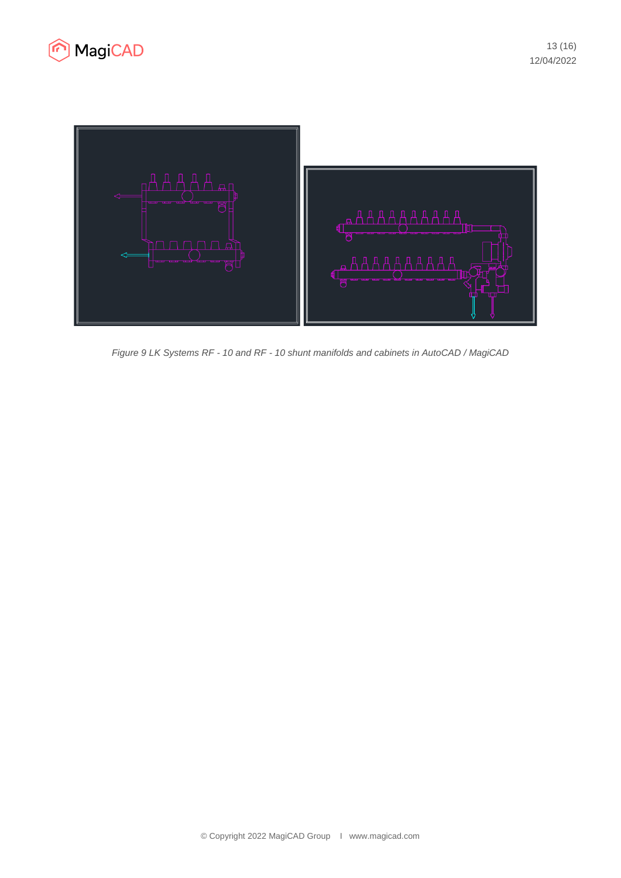*Figure 9 LK Systems RF - 10 and RF - 10 shunt manifolds and cabinets in AutoCAD / MagiCAD*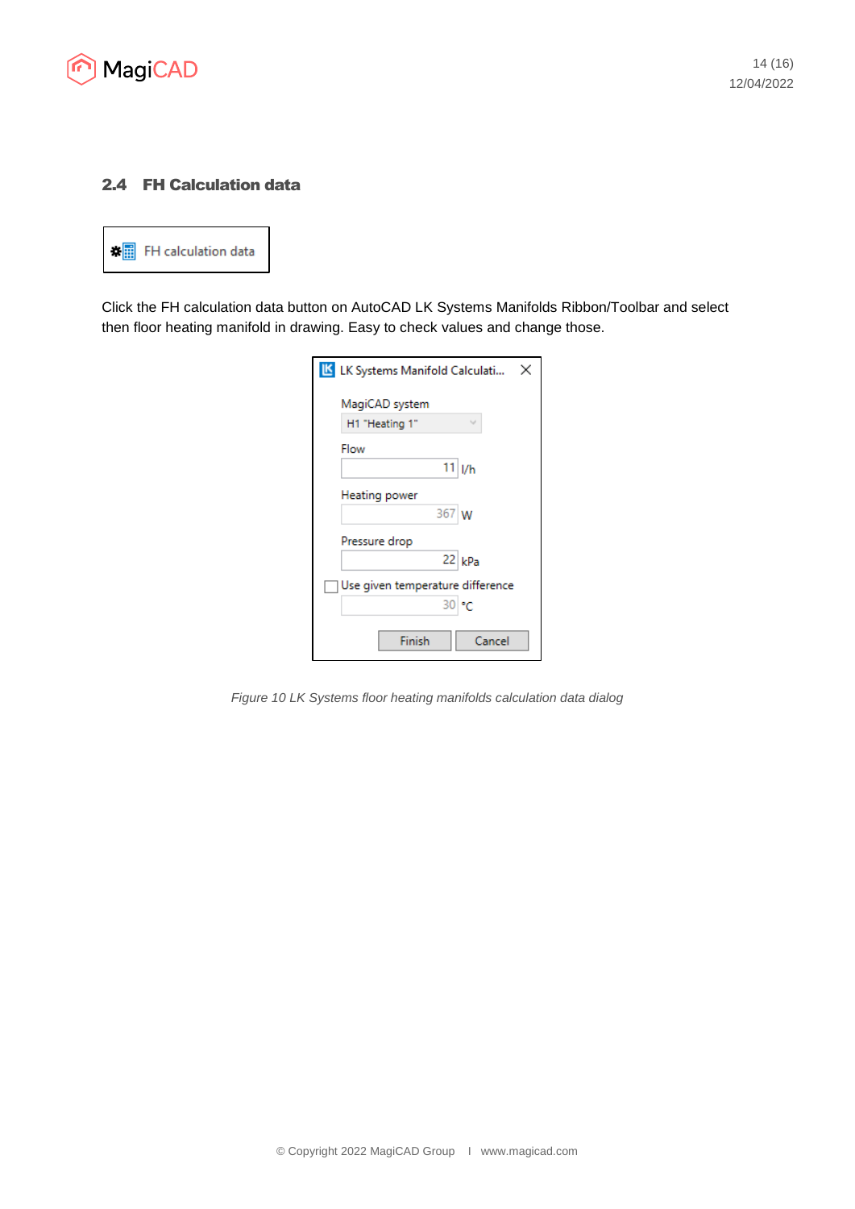## 2.4 FH Calculation data

Click the FH calculation data button on AutoCAD LK Systems Manifolds Ribbon/Toolbar and select then floor heating manifold in drawing. Easy to check values and change those.

*Figure 10 LK Systems floor heating manifolds calculation data dialog*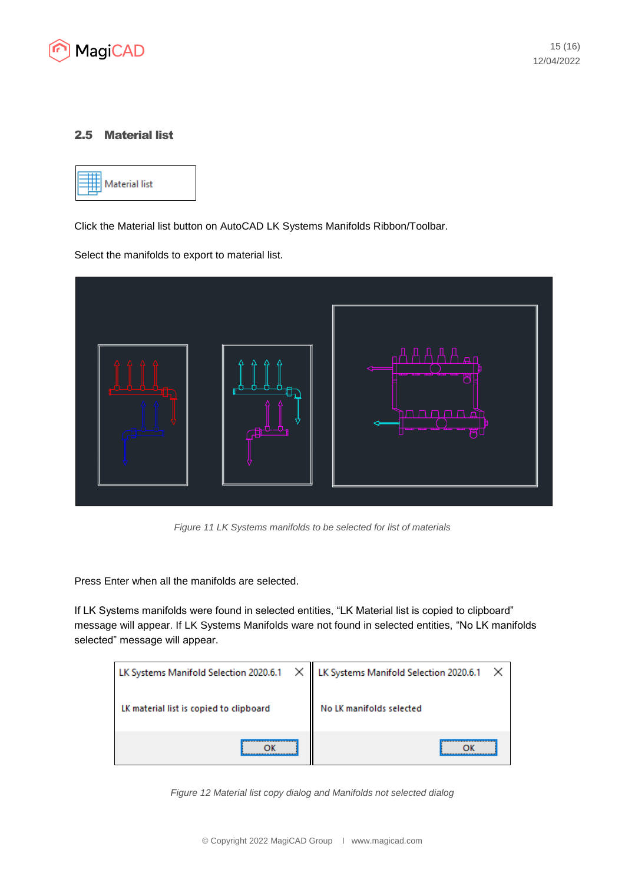## 2.5 Material list

Material list

Click the Material list button on AutoCAD LK Systems Manifolds Ribbon/Toolbar.

Select the manifolds to export to material list.

*Figure 11 LK Systems manifolds to be selected for list of materials*

Press Enter when all the manifolds are selected.

If LK Systems manifolds were found in selected entities, “LK Material list is copied to clipboard” message will appear. If LK Systems Manifolds ware not found in selected entities, “No LK manifolds selected” message will appear.

LK Systems Manifold Selection 2020.6.1

LK material list is copied to clipboard

OK

LK Systems Manifold Selection 2020.6.1

No LK manifolds selected

OK

*Figure 12 Material list copy dialog and Manifolds not selected dialog*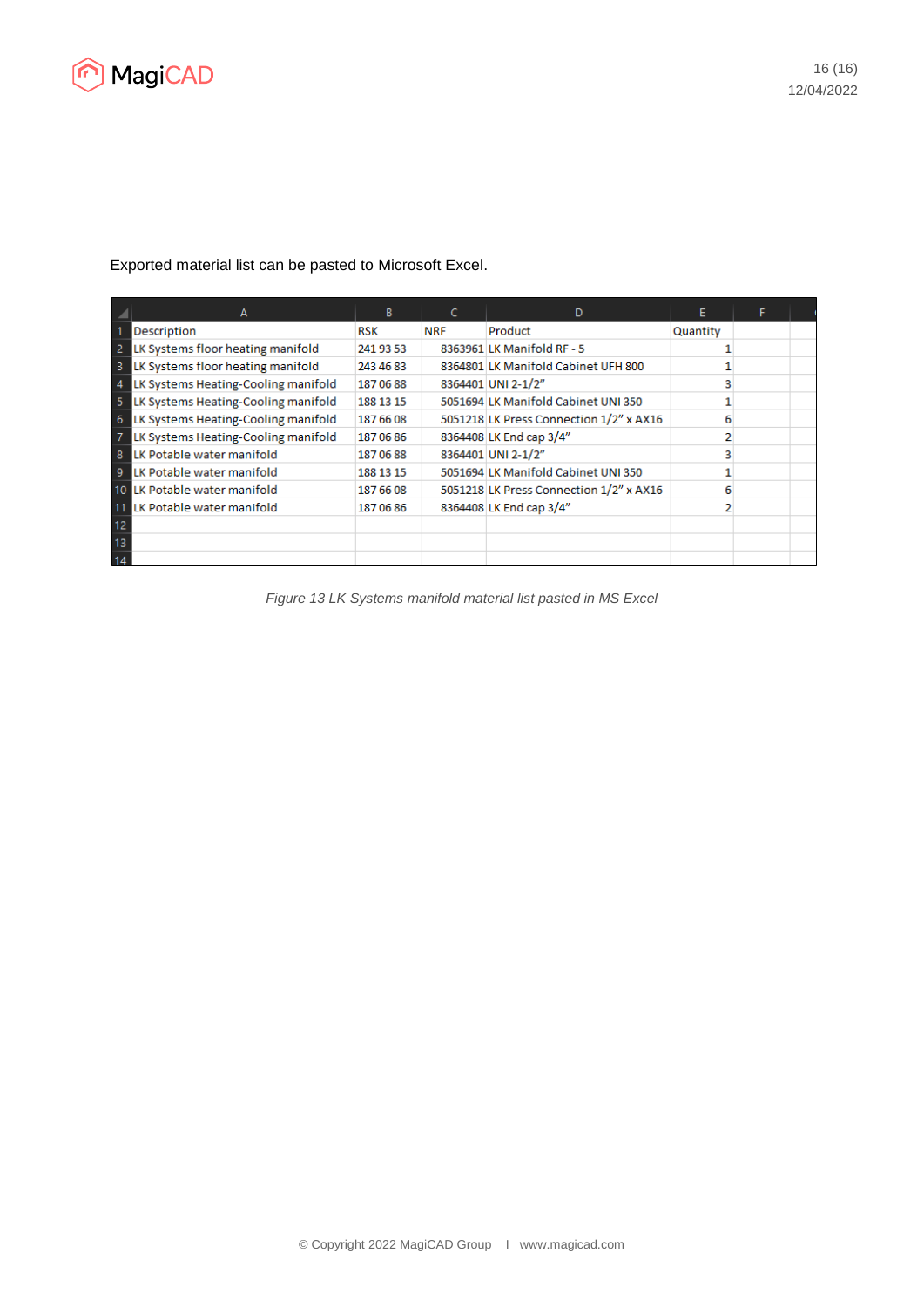Exported material list can be pasted to Microsoft Excel.

| Description | RSK | NRF | Product | Quantity |
|---|---|---|---|---|
| LK Systems floor heating manifold | 241 93 53 | 8363961 | LK Manifold RF - 5 | 1 |
| LK Systems floor heating manifold | 243 46 83 | 8364801 | LK Manifold Cabinet UFH 800 | 1 |
| LK Systems Heating-Cooling manifold | 187 06 88 | 8364401 | UNI 2-1/2" | 3 |
| LK Systems Heating-Cooling manifold | 188 13 15 | 5051694 | LK Manifold Cabinet UNI 350 | 1 |
| LK Systems Heating-Cooling manifold | 187 66 08 | 5051218 | LK Press Connection 1/2" x AX16 | 6 |
| LK Systems Heating-Cooling manifold | 187 06 86 | 8364408 | LK End cap 3/4" | 2 |
| LK Potable water manifold | 187 06 88 | 8364401 | UNI 2-1/2" | 3 |
| LK Potable water manifold | 188 13 15 | 5051694 | LK Manifold Cabinet UNI 350 | 1 |
| LK Potable water manifold | 187 66 08 | 5051218 | LK Press Connection 1/2" x AX16 | 6 |
| LK Potable water manifold | 187 06 86 | 8364408 | LK End cap 3/4" | 2 |

*Figure 13 LK Systems manifold material list pasted in MS Excel*